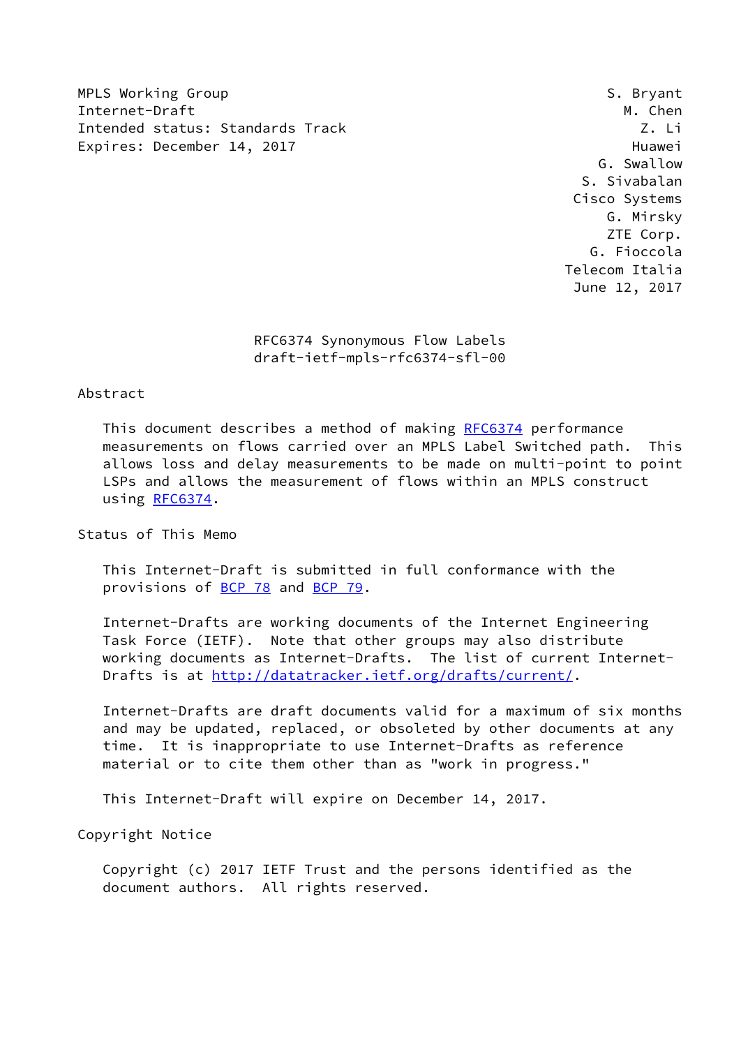MPLS Working Group S. Bryant
Internet-Draft M. Chen
Intended status: Standards Track Z. Li
Expires: December 14, 2017 Huawei
G. Swallow
S. Sivabalan
Cisco Systems
G. Mirsky
ZTE Corp.
G. Fioccola
Telecom Italia
June 12, 2017

# RFC6374 Synonymous Flow Labels
## draft-ietf-mpls-rfc6374-sfl-00

## Abstract

This document describes a method of making RFC6374 performance measurements on flows carried over an MPLS Label Switched path. This allows loss and delay measurements to be made on multi-point to point LSPs and allows the measurement of flows within an MPLS construct using RFC6374.

## Status of This Memo

This Internet-Draft is submitted in full conformance with the provisions of BCP 78 and BCP 79.

Internet-Drafts are working documents of the Internet Engineering Task Force (IETF). Note that other groups may also distribute working documents as Internet-Drafts. The list of current Internet-Drafts is at http://datatracker.ietf.org/drafts/current/.

Internet-Drafts are draft documents valid for a maximum of six months and may be updated, replaced, or obsoleted by other documents at any time. It is inappropriate to use Internet-Drafts as reference material or to cite them other than as "work in progress."

This Internet-Draft will expire on December 14, 2017.

## Copyright Notice

Copyright (c) 2017 IETF Trust and the persons identified as the document authors. All rights reserved.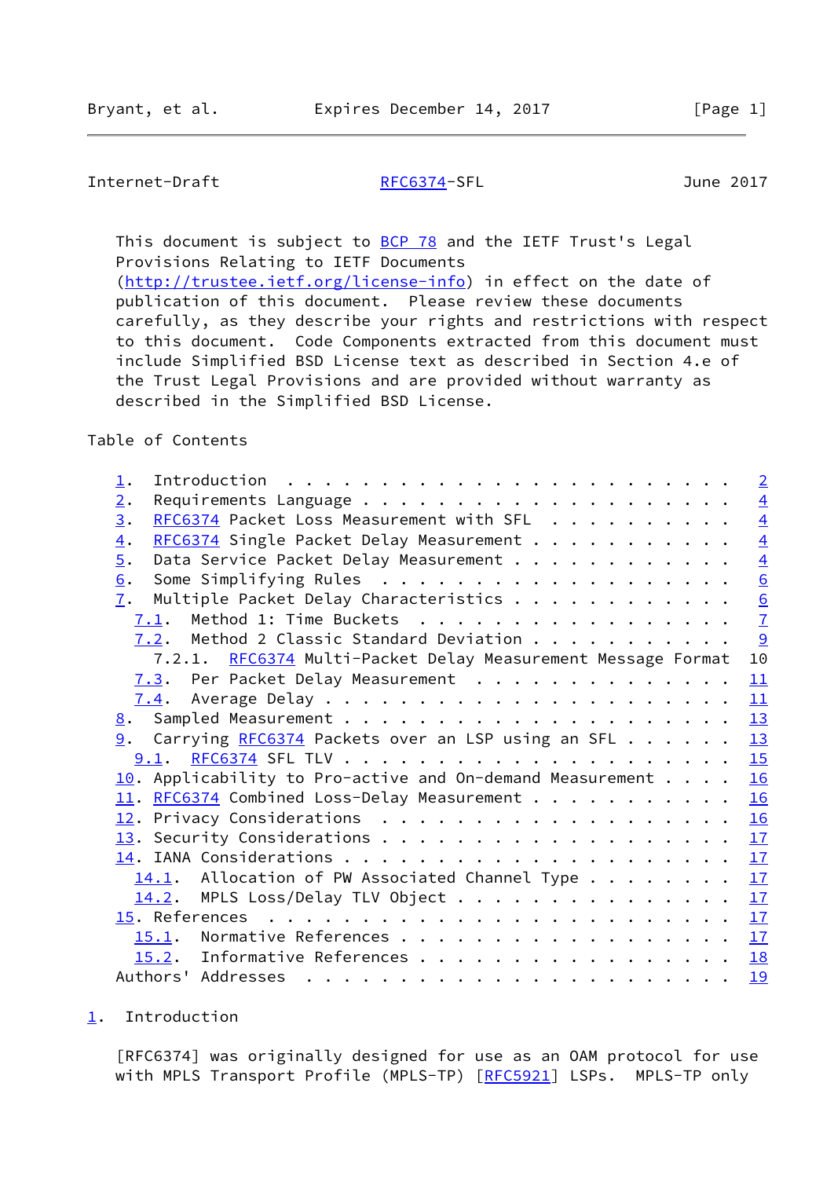This document is subject to BCP 78 and the IETF Trust's Legal Provisions Relating to IETF Documents (http://trustee.ietf.org/license-info) in effect on the date of publication of this document. Please review these documents carefully, as they describe your rights and restrictions with respect to this document. Code Components extracted from this document must include Simplified BSD License text as described in Section 4.e of the Trust Legal Provisions and are provided without warranty as described in the Simplified BSD License.

Table of Contents

```
   1.  Introduction  . . . . . . . . . . . . . . . . . . . . . . . .   2
   2.  Requirements Language . . . . . . . . . . . . . . . . . . . .   4
   3.  RFC6374 Packet Loss Measurement with SFL  . . . . . . . . . .   4
   4.  RFC6374 Single Packet Delay Measurement . . . . . . . . . . .   4
   5.  Data Service Packet Delay Measurement . . . . . . . . . . . .   4
   6.  Some Simplifying Rules  . . . . . . . . . . . . . . . . . . .   6
   7.  Multiple Packet Delay Characteristics . . . . . . . . . . . .   6
     7.1.  Method 1: Time Buckets  . . . . . . . . . . . . . . . . .   7
     7.2.  Method 2 Classic Standard Deviation . . . . . . . . . . .   9
       7.2.1.  RFC6374 Multi-Packet Delay Measurement Message Format  10
     7.3.  Per Packet Delay Measurement  . . . . . . . . . . . . . .  11
     7.4.  Average Delay . . . . . . . . . . . . . . . . . . . . . .  11
   8.  Sampled Measurement . . . . . . . . . . . . . . . . . . . . .  13
   9.  Carrying RFC6374 Packets over an LSP using an SFL . . . . . .  13
     9.1.  RFC6374 SFL TLV . . . . . . . . . . . . . . . . . . . . .  15
   10. Applicability to Pro-active and On-demand Measurement . . . .  16
   11. RFC6374 Combined Loss-Delay Measurement . . . . . . . . . . .  16
   12. Privacy Considerations  . . . . . . . . . . . . . . . . . . .  16
   13. Security Considerations . . . . . . . . . . . . . . . . . . .  17
   14. IANA Considerations . . . . . . . . . . . . . . . . . . . . .  17
     14.1.  Allocation of PW Associated Channel Type . . . . . . . .  17
     14.2.  MPLS Loss/Delay TLV Object . . . . . . . . . . . . . . .  17
   15. References  . . . . . . . . . . . . . . . . . . . . . . . . .  17
     15.1.  Normative References . . . . . . . . . . . . . . . . . .  17
     15.2.  Informative References . . . . . . . . . . . . . . . . .  18
   Authors' Addresses  . . . . . . . . . . . . . . . . . . . . . . .  19
```

## 1. Introduction

[RFC6374] was originally designed for use as an OAM protocol for use with MPLS Transport Profile (MPLS-TP) [RFC5921] LSPs. MPLS-TP only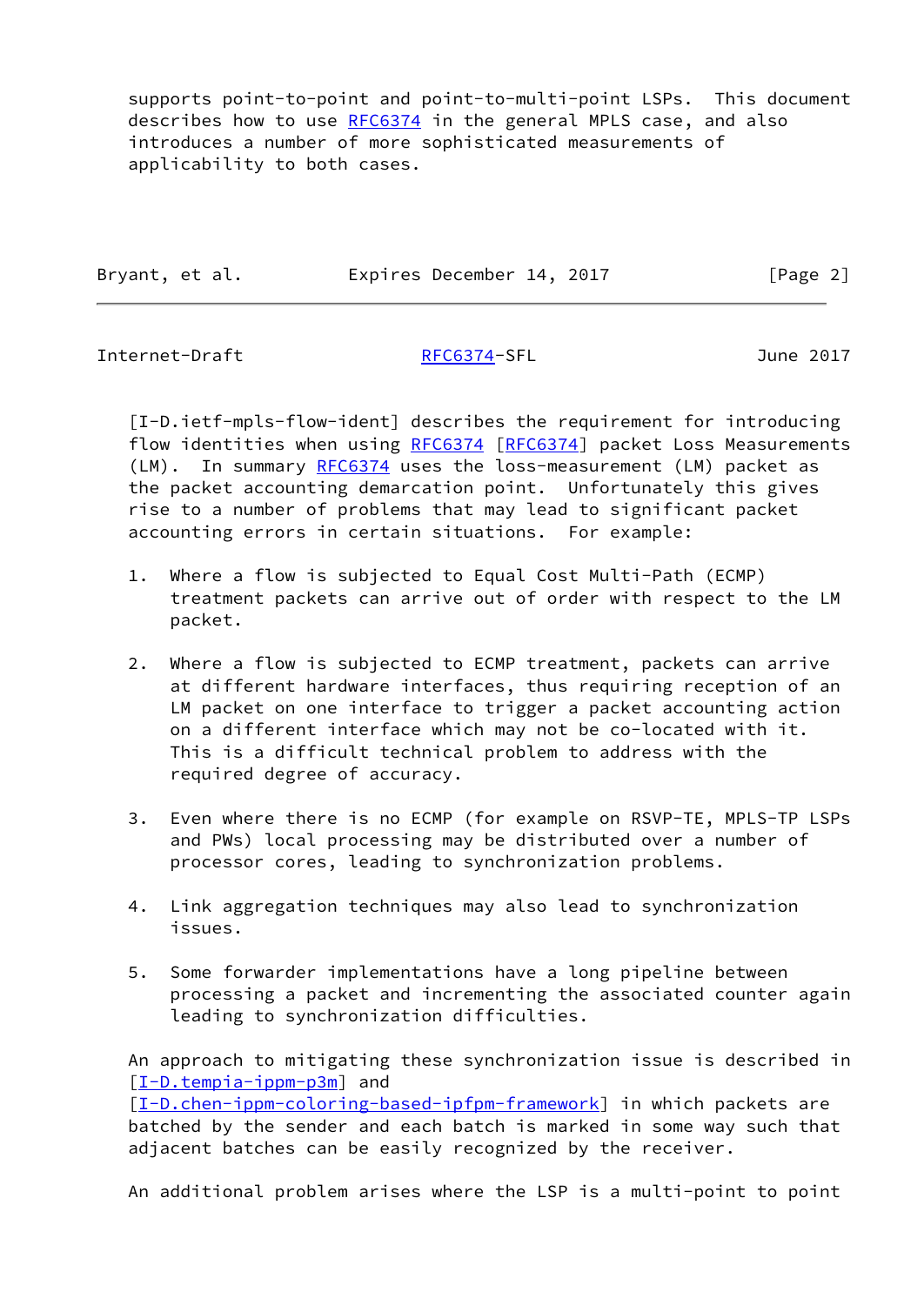supports point-to-point and point-to-multi-point LSPs. This document describes how to use RFC6374 in the general MPLS case, and also introduces a number of more sophisticated measurements of applicability to both cases.

[I-D.ietf-mpls-flow-ident] describes the requirement for introducing flow identities when using RFC6374 [RFC6374] packet Loss Measurements (LM). In summary RFC6374 uses the loss-measurement (LM) packet as the packet accounting demarcation point. Unfortunately this gives rise to a number of problems that may lead to significant packet accounting errors in certain situations. For example:

1. Where a flow is subjected to Equal Cost Multi-Path (ECMP) treatment packets can arrive out of order with respect to the LM packet.

2. Where a flow is subjected to ECMP treatment, packets can arrive at different hardware interfaces, thus requiring reception of an LM packet on one interface to trigger a packet accounting action on a different interface which may not be co-located with it. This is a difficult technical problem to address with the required degree of accuracy.

3. Even where there is no ECMP (for example on RSVP-TE, MPLS-TP LSPs and PWs) local processing may be distributed over a number of processor cores, leading to synchronization problems.

4. Link aggregation techniques may also lead to synchronization issues.

5. Some forwarder implementations have a long pipeline between processing a packet and incrementing the associated counter again leading to synchronization difficulties.

An approach to mitigating these synchronization issue is described in [I-D.tempia-ippm-p3m] and [I-D.chen-ippm-coloring-based-ipfpm-framework] in which packets are batched by the sender and each batch is marked in some way such that adjacent batches can be easily recognized by the receiver.

An additional problem arises where the LSP is a multi-point to point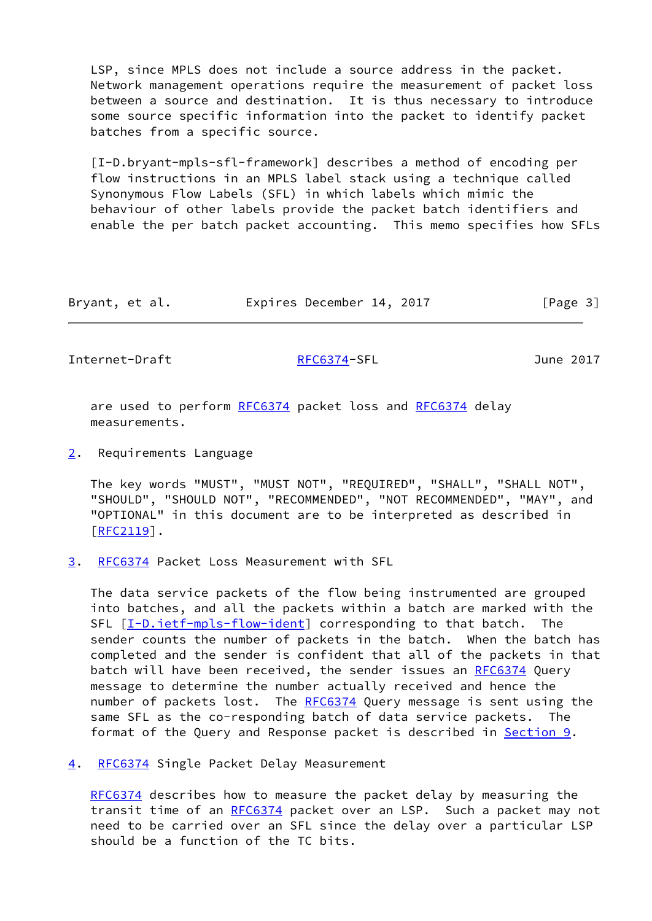LSP, since MPLS does not include a source address in the packet. Network management operations require the measurement of packet loss between a source and destination. It is thus necessary to introduce some source specific information into the packet to identify packet batches from a specific source.

[I-D.bryant-mpls-sfl-framework] describes a method of encoding per flow instructions in an MPLS label stack using a technique called Synonymous Flow Labels (SFL) in which labels which mimic the behaviour of other labels provide the packet batch identifiers and enable the per batch packet accounting. This memo specifies how SFLs are used to perform RFC6374 packet loss and RFC6374 delay measurements.

## 2. Requirements Language

The key words "MUST", "MUST NOT", "REQUIRED", "SHALL", "SHALL NOT", "SHOULD", "SHOULD NOT", "RECOMMENDED", "NOT RECOMMENDED", "MAY", and "OPTIONAL" in this document are to be interpreted as described in [RFC2119].

## 3. RFC6374 Packet Loss Measurement with SFL

The data service packets of the flow being instrumented are grouped into batches, and all the packets within a batch are marked with the SFL [I-D.ietf-mpls-flow-ident] corresponding to that batch. The sender counts the number of packets in the batch. When the batch has completed and the sender is confident that all of the packets in that batch will have been received, the sender issues an RFC6374 Query message to determine the number actually received and hence the number of packets lost. The RFC6374 Query message is sent using the same SFL as the co-responding batch of data service packets. The format of the Query and Response packet is described in Section 9.

## 4. RFC6374 Single Packet Delay Measurement

RFC6374 describes how to measure the packet delay by measuring the transit time of an RFC6374 packet over an LSP. Such a packet may not need to be carried over an SFL since the delay over a particular LSP should be a function of the TC bits.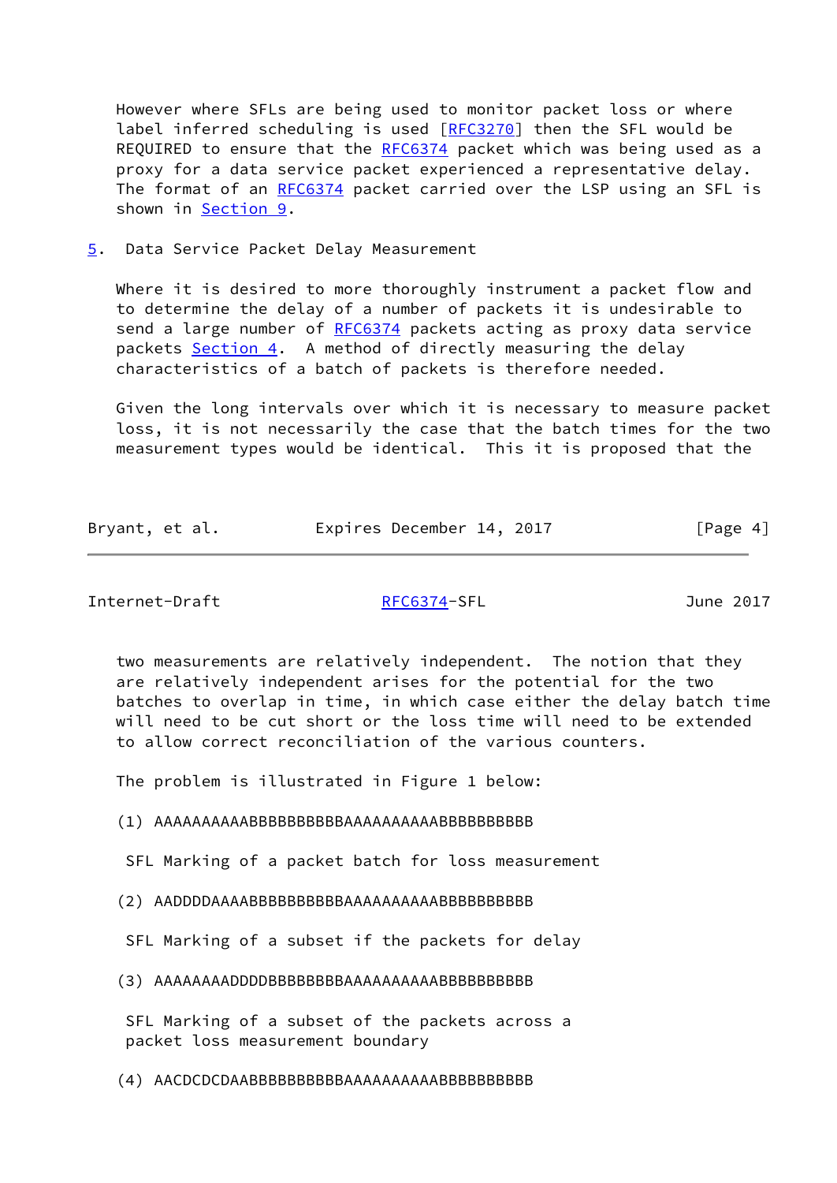However where SFLs are being used to monitor packet loss or where label inferred scheduling is used [RFC3270] then the SFL would be REQUIRED to ensure that the RFC6374 packet which was being used as a proxy for a data service packet experienced a representative delay. The format of an RFC6374 packet carried over the LSP using an SFL is shown in Section 9.

## 5. Data Service Packet Delay Measurement

Where it is desired to more thoroughly instrument a packet flow and to determine the delay of a number of packets it is undesirable to send a large number of RFC6374 packets acting as proxy data service packets Section 4. A method of directly measuring the delay characteristics of a batch of packets is therefore needed.

Given the long intervals over which it is necessary to measure packet loss, it is not necessarily the case that the batch times for the two measurement types would be identical. This it is proposed that the two measurements are relatively independent. The notion that they are relatively independent arises for the potential for the two batches to overlap in time, in which case either the delay batch time will need to be cut short or the loss time will need to be extended to allow correct reconciliation of the various counters.

The problem is illustrated in Figure 1 below:

```
(1) AAAAAAAAAABBBBBBBBBBAAAAAAAAAABBBBBBBBBB

 SFL Marking of a packet batch for loss measurement

(2) AADDDDAAAABBBBBBBBBBAAAAAAAAAABBBBBBBBBB

 SFL Marking of a subset if the packets for delay

(3) AAAAAAAADDDDBBBBBBBBAAAAAAAAAABBBBBBBBBB

 SFL Marking of a subset of the packets across a
 packet loss measurement boundary

(4) AACDCDCDAABBBBBBBBBBAAAAAAAAAABBBBBBBBBB
```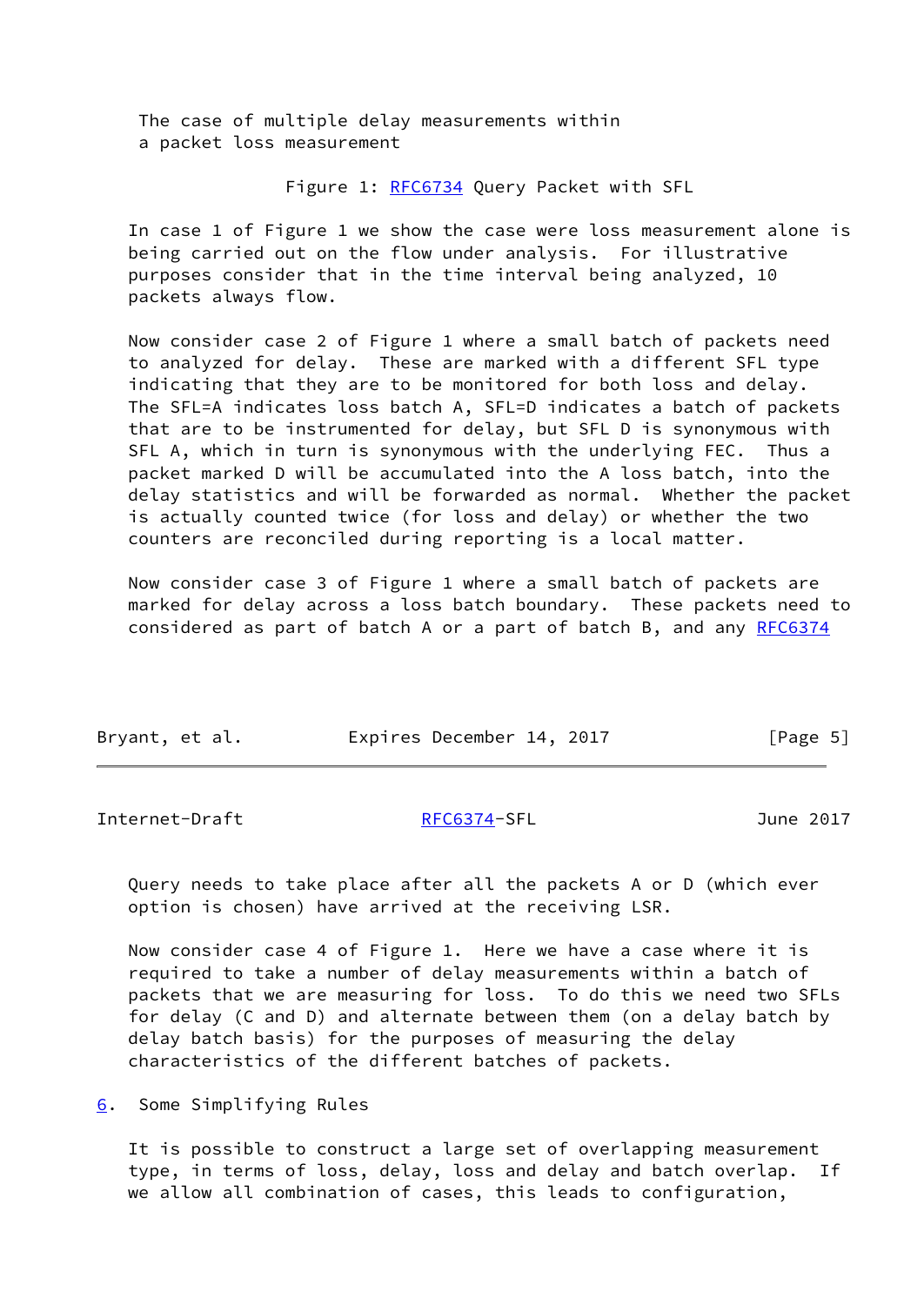The case of multiple delay measurements within
a packet loss measurement

Figure 1: RFC6734 Query Packet with SFL

In case 1 of Figure 1 we show the case were loss measurement alone is being carried out on the flow under analysis. For illustrative purposes consider that in the time interval being analyzed, 10 packets always flow.

Now consider case 2 of Figure 1 where a small batch of packets need to analyzed for delay. These are marked with a different SFL type indicating that they are to be monitored for both loss and delay. The SFL=A indicates loss batch A, SFL=D indicates a batch of packets that are to be instrumented for delay, but SFL D is synonymous with SFL A, which in turn is synonymous with the underlying FEC. Thus a packet marked D will be accumulated into the A loss batch, into the delay statistics and will be forwarded as normal. Whether the packet is actually counted twice (for loss and delay) or whether the two counters are reconciled during reporting is a local matter.

Now consider case 3 of Figure 1 where a small batch of packets are marked for delay across a loss batch boundary. These packets need to considered as part of batch A or a part of batch B, and any RFC6374 Query needs to take place after all the packets A or D (which ever option is chosen) have arrived at the receiving LSR.

Now consider case 4 of Figure 1. Here we have a case where it is required to take a number of delay measurements within a batch of packets that we are measuring for loss. To do this we need two SFLs for delay (C and D) and alternate between them (on a delay batch by delay batch basis) for the purposes of measuring the delay characteristics of the different batches of packets.

## 6. Some Simplifying Rules

It is possible to construct a large set of overlapping measurement type, in terms of loss, delay, loss and delay and batch overlap. If we allow all combination of cases, this leads to configuration,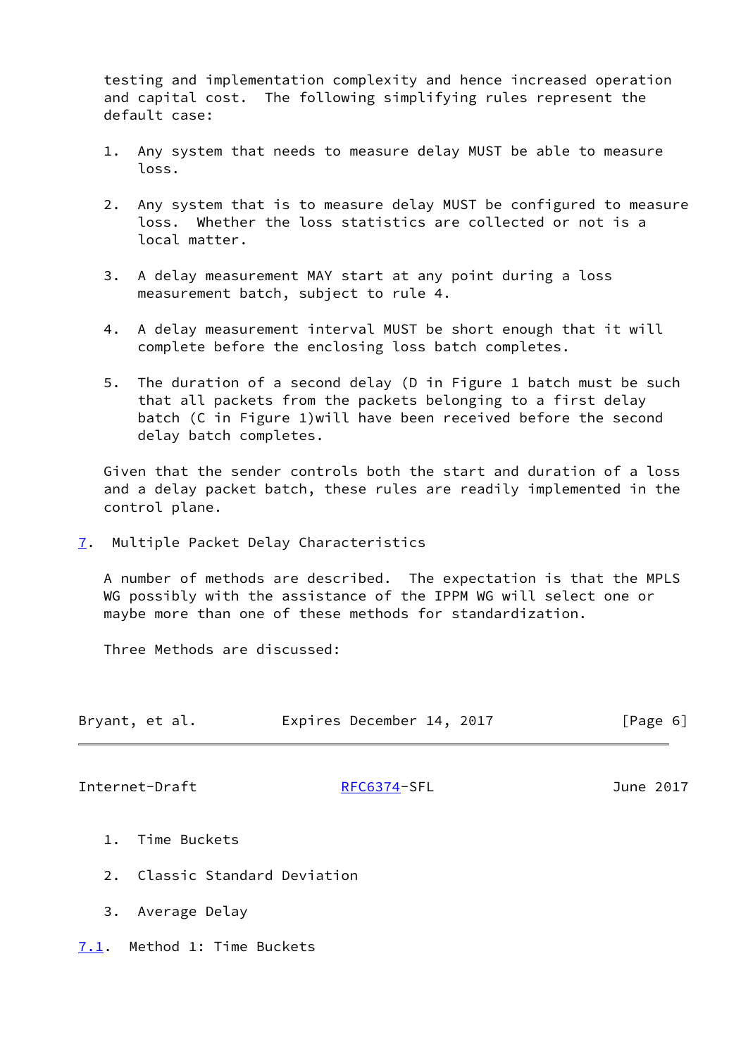testing and implementation complexity and hence increased operation and capital cost. The following simplifying rules represent the default case:

1. Any system that needs to measure delay MUST be able to measure loss.

2. Any system that is to measure delay MUST be configured to measure loss. Whether the loss statistics are collected or not is a local matter.

3. A delay measurement MAY start at any point during a loss measurement batch, subject to rule 4.

4. A delay measurement interval MUST be short enough that it will complete before the enclosing loss batch completes.

5. The duration of a second delay (D in Figure 1 batch must be such that all packets from the packets belonging to a first delay batch (C in Figure 1)will have been received before the second delay batch completes.

Given that the sender controls both the start and duration of a loss and a delay packet batch, these rules are readily implemented in the control plane.

## 7. Multiple Packet Delay Characteristics

A number of methods are described. The expectation is that the MPLS WG possibly with the assistance of the IPPM WG will select one or maybe more than one of these methods for standardization.

Three Methods are discussed:

1. Time Buckets

2. Classic Standard Deviation

3. Average Delay

### 7.1. Method 1: Time Buckets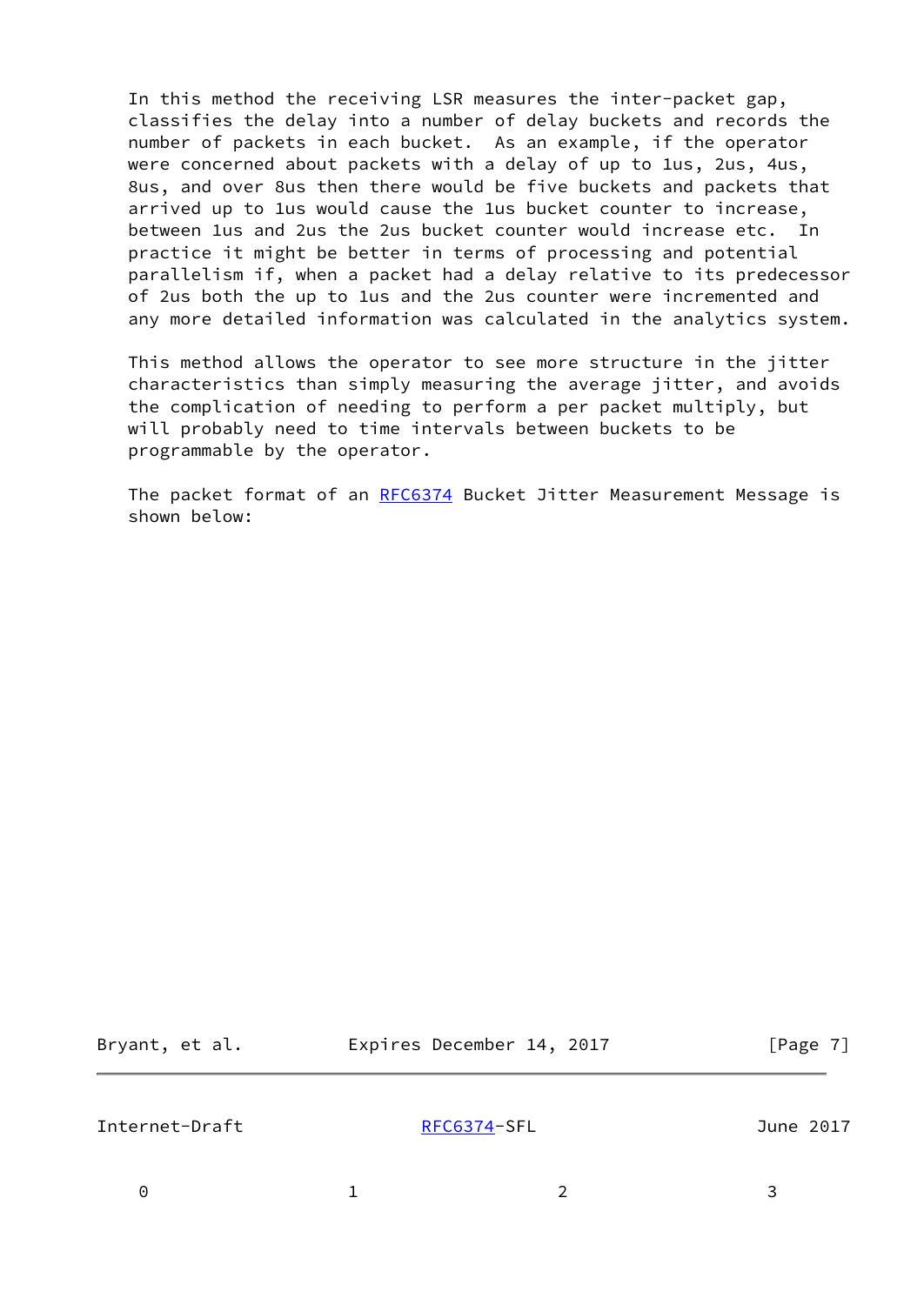In this method the receiving LSR measures the inter-packet gap, classifies the delay into a number of delay buckets and records the number of packets in each bucket. As an example, if the operator were concerned about packets with a delay of up to 1us, 2us, 4us, 8us, and over 8us then there would be five buckets and packets that arrived up to 1us would cause the 1us bucket counter to increase, between 1us and 2us the 2us bucket counter would increase etc. In practice it might be better in terms of processing and potential parallelism if, when a packet had a delay relative to its predecessor of 2us both the up to 1us and the 2us counter were incremented and any more detailed information was calculated in the analytics system.

This method allows the operator to see more structure in the jitter characteristics than simply measuring the average jitter, and avoids the complication of needing to perform a per packet multiply, but will probably need to time intervals between buckets to be programmable by the operator.

The packet format of an RFC6374 Bucket Jitter Measurement Message is shown below:

```
    0                   1                   2                   3
```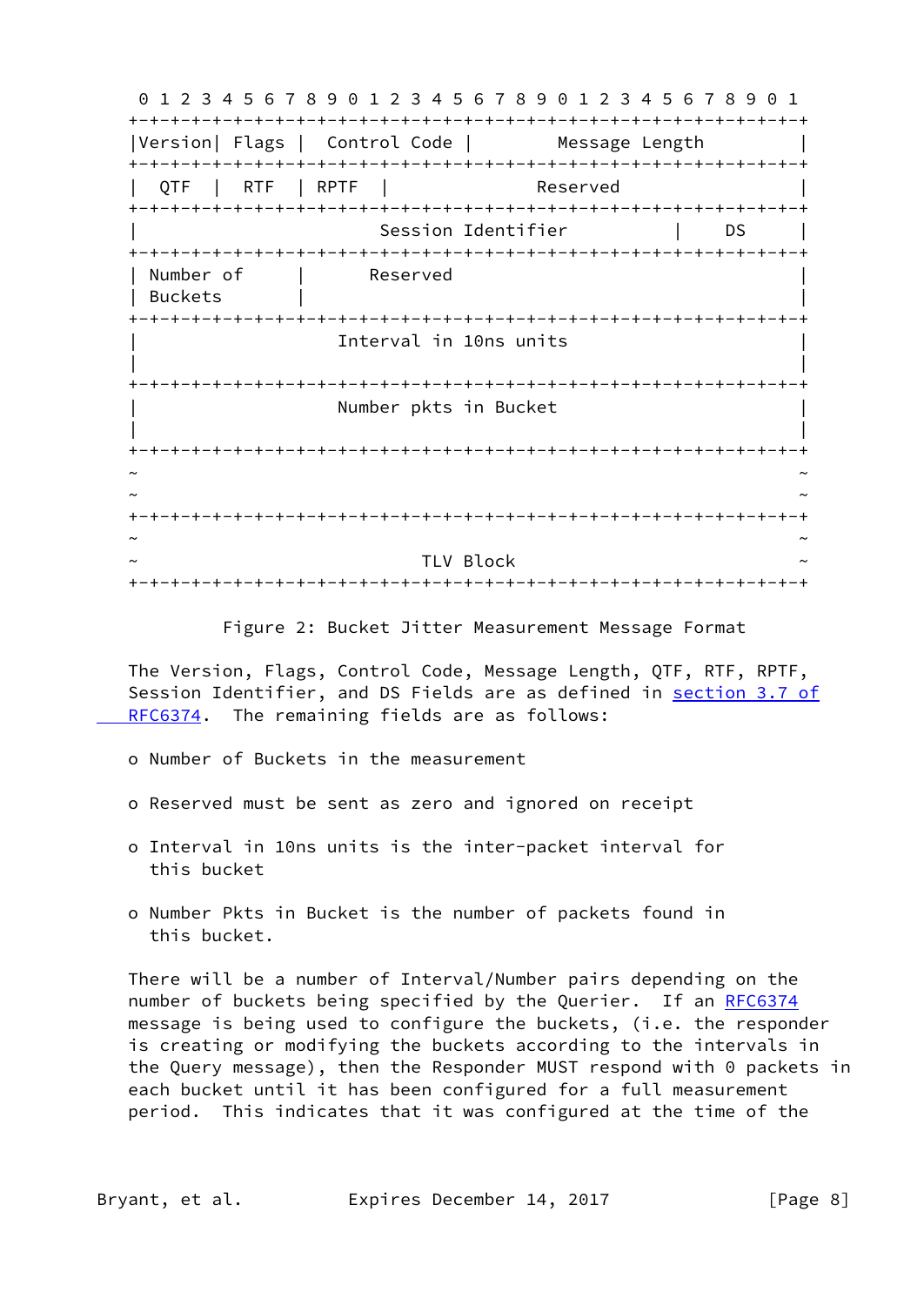```
 0 1 2 3 4 5 6 7 8 9 0 1 2 3 4 5 6 7 8 9 0 1 2 3 4 5 6 7 8 9 0 1
+-+-+-+-+-+-+-+-+-+-+-+-+-+-+-+-+-+-+-+-+-+-+-+-+-+-+-+-+-+-+-+-+
|Version| Flags |  Control Code |        Message Length         |
+-+-+-+-+-+-+-+-+-+-+-+-+-+-+-+-+-+-+-+-+-+-+-+-+-+-+-+-+-+-+-+-+
|  QTF  |  RTF  | RPTF  |              Reserved                 |
+-+-+-+-+-+-+-+-+-+-+-+-+-+-+-+-+-+-+-+-+-+-+-+-+-+-+-+-+-+-+-+-+
|                   Session Identifier          |    DS     |
+-+-+-+-+-+-+-+-+-+-+-+-+-+-+-+-+-+-+-+-+-+-+-+-+-+-+-+-+-+-+-+-+
| Number of     |       Reserved                                |
| Buckets       |                                               |
+-+-+-+-+-+-+-+-+-+-+-+-+-+-+-+-+-+-+-+-+-+-+-+-+-+-+-+-+-+-+-+-+
|                   Interval in 10ns units                      |
|                                                               |
+-+-+-+-+-+-+-+-+-+-+-+-+-+-+-+-+-+-+-+-+-+-+-+-+-+-+-+-+-+-+-+-+
|                   Number pkts in Bucket                       |
|                                                               |
+-+-+-+-+-+-+-+-+-+-+-+-+-+-+-+-+-+-+-+-+-+-+-+-+-+-+-+-+-+-+-+-+
~                                                               ~
~                                                               ~
+-+-+-+-+-+-+-+-+-+-+-+-+-+-+-+-+-+-+-+-+-+-+-+-+-+-+-+-+-+-+-+-+
~                                                               ~
~                           TLV Block                           ~
+-+-+-+-+-+-+-+-+-+-+-+-+-+-+-+-+-+-+-+-+-+-+-+-+-+-+-+-+-+-+-+-+
```

Figure 2: Bucket Jitter Measurement Message Format

The Version, Flags, Control Code, Message Length, QTF, RTF, RPTF, Session Identifier, and DS Fields are as defined in section 3.7 of RFC6374. The remaining fields are as follows:

- Number of Buckets in the measurement
- Reserved must be sent as zero and ignored on receipt
- Interval in 10ns units is the inter-packet interval for this bucket
- Number Pkts in Bucket is the number of packets found in this bucket.

There will be a number of Interval/Number pairs depending on the number of buckets being specified by the Querier. If an RFC6374 message is being used to configure the buckets, (i.e. the responder is creating or modifying the buckets according to the intervals in the Query message), then the Responder MUST respond with 0 packets in each bucket until it has been configured for a full measurement period. This indicates that it was configured at the time of the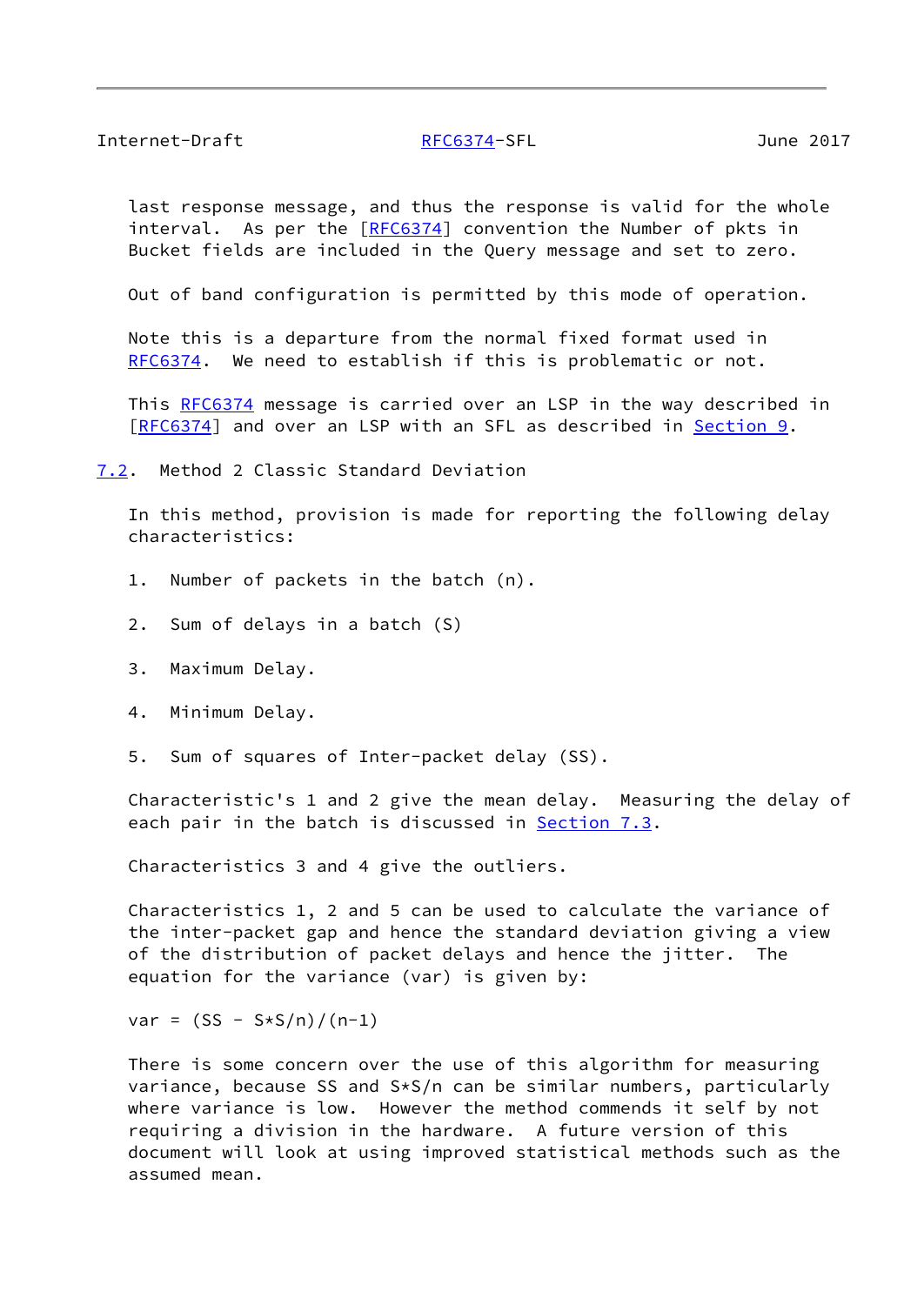last response message, and thus the response is valid for the whole interval. As per the [RFC6374] convention the Number of pkts in Bucket fields are included in the Query message and set to zero.

Out of band configuration is permitted by this mode of operation.

Note this is a departure from the normal fixed format used in RFC6374. We need to establish if this is problematic or not.

This RFC6374 message is carried over an LSP in the way described in [RFC6374] and over an LSP with an SFL as described in Section 9.

## 7.2. Method 2 Classic Standard Deviation

In this method, provision is made for reporting the following delay characteristics:

1. Number of packets in the batch (n).
2. Sum of delays in a batch (S)
3. Maximum Delay.
4. Minimum Delay.
5. Sum of squares of Inter-packet delay (SS).

Characteristic's 1 and 2 give the mean delay. Measuring the delay of each pair in the batch is discussed in Section 7.3.

Characteristics 3 and 4 give the outliers.

Characteristics 1, 2 and 5 can be used to calculate the variance of the inter-packet gap and hence the standard deviation giving a view of the distribution of packet delays and hence the jitter. The equation for the variance (var) is given by:

$$var = (SS - S*S/n)/(n-1)$$

There is some concern over the use of this algorithm for measuring variance, because SS and S*S/n can be similar numbers, particularly where variance is low. However the method commends it self by not requiring a division in the hardware. A future version of this document will look at using improved statistical methods such as the assumed mean.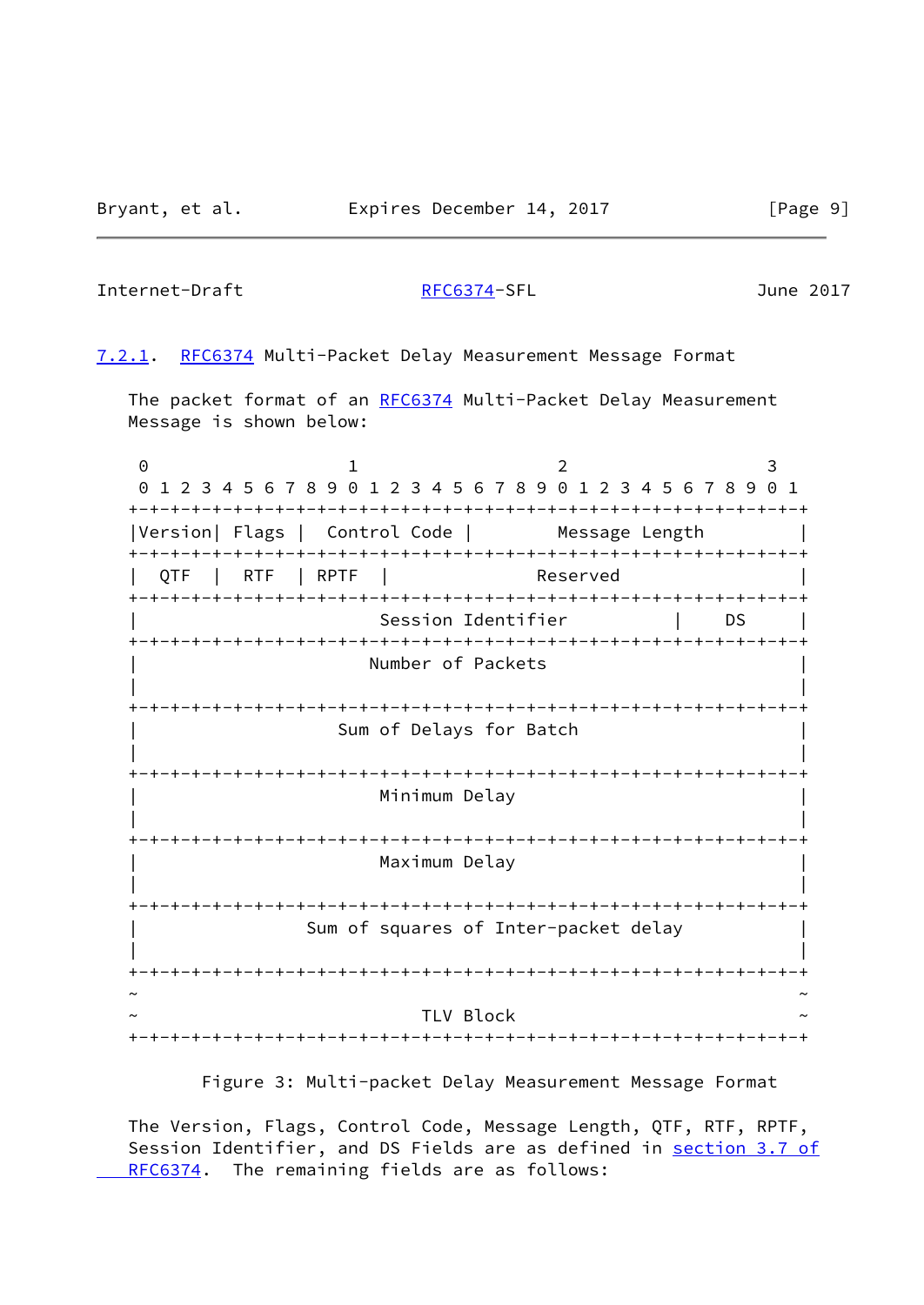### 7.2.1. RFC6374 Multi-Packet Delay Measurement Message Format

The packet format of an RFC6374 Multi-Packet Delay Measurement Message is shown below:

```
 0                   1                   2                   3
 0 1 2 3 4 5 6 7 8 9 0 1 2 3 4 5 6 7 8 9 0 1 2 3 4 5 6 7 8 9 0 1
+-+-+-+-+-+-+-+-+-+-+-+-+-+-+-+-+-+-+-+-+-+-+-+-+-+-+-+-+-+-+-+-+
|Version| Flags |  Control Code |        Message Length         |
+-+-+-+-+-+-+-+-+-+-+-+-+-+-+-+-+-+-+-+-+-+-+-+-+-+-+-+-+-+-+-+-+
|  QTF  |  RTF  | RPTF  |              Reserved                 |
+-+-+-+-+-+-+-+-+-+-+-+-+-+-+-+-+-+-+-+-+-+-+-+-+-+-+-+-+-+-+-+-+
|                      Session Identifier           |    DS     |
+-+-+-+-+-+-+-+-+-+-+-+-+-+-+-+-+-+-+-+-+-+-+-+-+-+-+-+-+-+-+-+-+
|                     Number of Packets                         |
|                                                               |
+-+-+-+-+-+-+-+-+-+-+-+-+-+-+-+-+-+-+-+-+-+-+-+-+-+-+-+-+-+-+-+-+
|                  Sum of Delays for Batch                      |
|                                                               |
+-+-+-+-+-+-+-+-+-+-+-+-+-+-+-+-+-+-+-+-+-+-+-+-+-+-+-+-+-+-+-+-+
|                      Minimum Delay                            |
|                                                               |
+-+-+-+-+-+-+-+-+-+-+-+-+-+-+-+-+-+-+-+-+-+-+-+-+-+-+-+-+-+-+-+-+
|                      Maximum Delay                            |
|                                                               |
+-+-+-+-+-+-+-+-+-+-+-+-+-+-+-+-+-+-+-+-+-+-+-+-+-+-+-+-+-+-+-+-+
|               Sum of squares of Inter-packet delay            |
|                                                               |
+-+-+-+-+-+-+-+-+-+-+-+-+-+-+-+-+-+-+-+-+-+-+-+-+-+-+-+-+-+-+-+-+
~                                                               ~
~                          TLV Block                            ~
+-+-+-+-+-+-+-+-+-+-+-+-+-+-+-+-+-+-+-+-+-+-+-+-+-+-+-+-+-+-+-+-+
```

Figure 3: Multi-packet Delay Measurement Message Format

The Version, Flags, Control Code, Message Length, QTF, RTF, RPTF, Session Identifier, and DS Fields are as defined in section 3.7 of RFC6374. The remaining fields are as follows: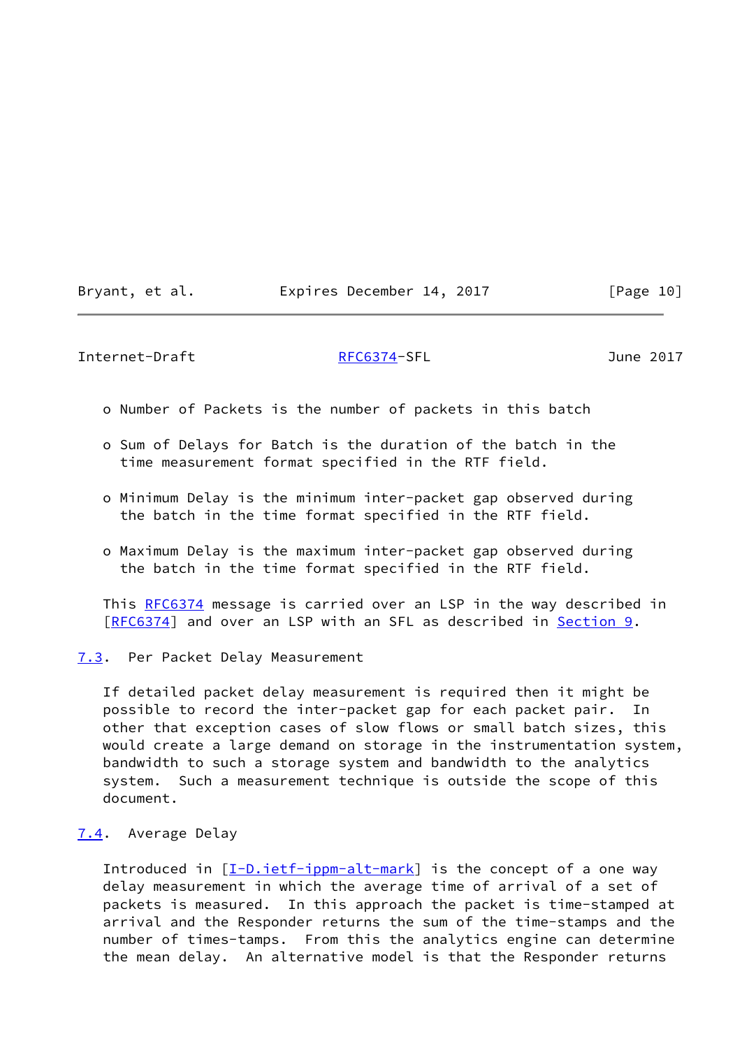- Number of Packets is the number of packets in this batch

- Sum of Delays for Batch is the duration of the batch in the time measurement format specified in the RTF field.

- Minimum Delay is the minimum inter-packet gap observed during the batch in the time format specified in the RTF field.

- Maximum Delay is the maximum inter-packet gap observed during the batch in the time format specified in the RTF field.

This RFC6374 message is carried over an LSP in the way described in [RFC6374] and over an LSP with an SFL as described in Section 9.

## 7.3. Per Packet Delay Measurement

If detailed packet delay measurement is required then it might be possible to record the inter-packet gap for each packet pair. In other that exception cases of slow flows or small batch sizes, this would create a large demand on storage in the instrumentation system, bandwidth to such a storage system and bandwidth to the analytics system. Such a measurement technique is outside the scope of this document.

## 7.4. Average Delay

Introduced in [I-D.ietf-ippm-alt-mark] is the concept of a one way delay measurement in which the average time of arrival of a set of packets is measured. In this approach the packet is time-stamped at arrival and the Responder returns the sum of the time-stamps and the number of times-tamps. From this the analytics engine can determine the mean delay. An alternative model is that the Responder returns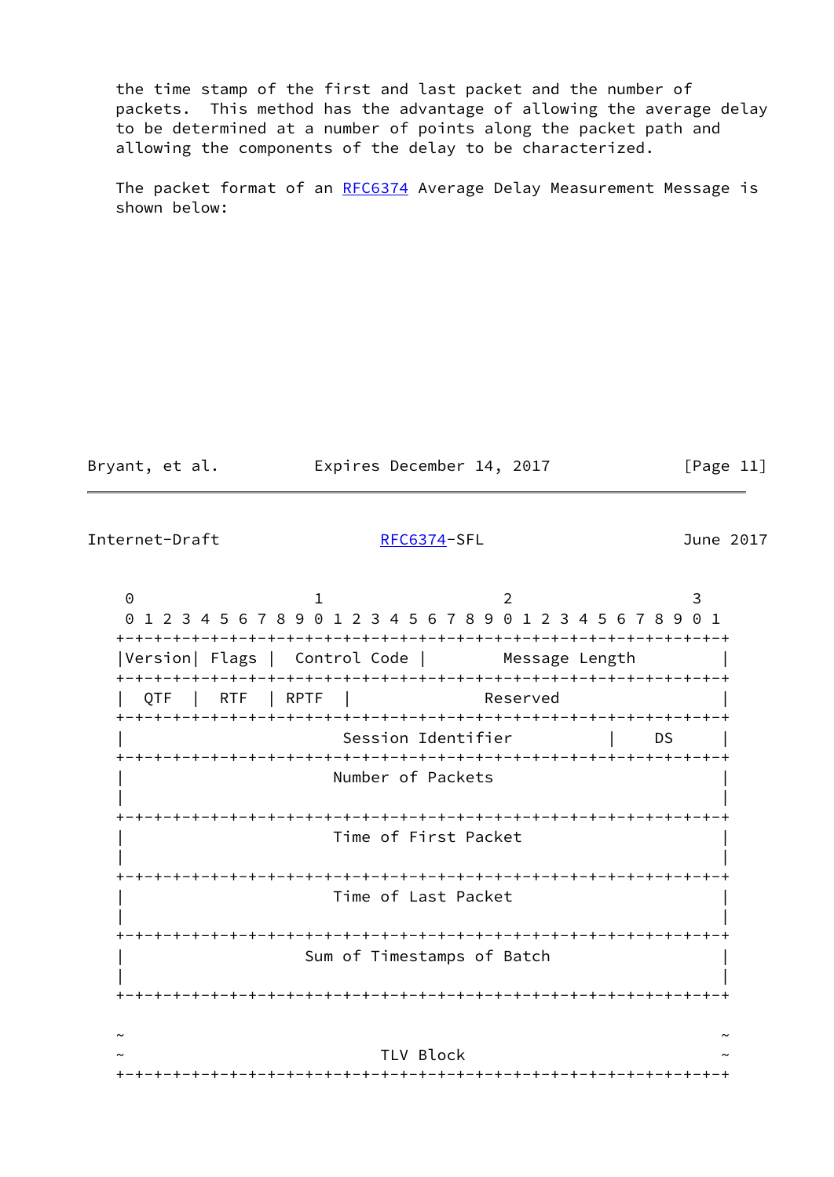the time stamp of the first and last packet and the number of packets. This method has the advantage of allowing the average delay to be determined at a number of points along the packet path and allowing the components of the delay to be characterized.

The packet format of an RFC6374 Average Delay Measurement Message is shown below:

```
 0                   1                   2                   3
 0 1 2 3 4 5 6 7 8 9 0 1 2 3 4 5 6 7 8 9 0 1 2 3 4 5 6 7 8 9 0 1
+-+-+-+-+-+-+-+-+-+-+-+-+-+-+-+-+-+-+-+-+-+-+-+-+-+-+-+-+-+-+-+-+
|Version| Flags |  Control Code |        Message Length         |
+-+-+-+-+-+-+-+-+-+-+-+-+-+-+-+-+-+-+-+-+-+-+-+-+-+-+-+-+-+-+-+-+
|  QTF  |  RTF  | RPTF  |              Reserved                 |
+-+-+-+-+-+-+-+-+-+-+-+-+-+-+-+-+-+-+-+-+-+-+-+-+-+-+-+-+-+-+-+-+
|                   Session Identifier          |     DS    |
+-+-+-+-+-+-+-+-+-+-+-+-+-+-+-+-+-+-+-+-+-+-+-+-+-+-+-+-+-+-+-+-+
|                      Number of Packets                        |
|                                                               |
+-+-+-+-+-+-+-+-+-+-+-+-+-+-+-+-+-+-+-+-+-+-+-+-+-+-+-+-+-+-+-+-+
|                      Time of First Packet                     |
|                                                               |
+-+-+-+-+-+-+-+-+-+-+-+-+-+-+-+-+-+-+-+-+-+-+-+-+-+-+-+-+-+-+-+-+
|                      Time of Last Packet                      |
|                                                               |
+-+-+-+-+-+-+-+-+-+-+-+-+-+-+-+-+-+-+-+-+-+-+-+-+-+-+-+-+-+-+-+-+
|                   Sum of Timestamps of Batch                  |
|                                                               |
+-+-+-+-+-+-+-+-+-+-+-+-+-+-+-+-+-+-+-+-+-+-+-+-+-+-+-+-+-+-+-+-+

~                                                               ~
~                           TLV Block                           ~
+-+-+-+-+-+-+-+-+-+-+-+-+-+-+-+-+-+-+-+-+-+-+-+-+-+-+-+-+-+-+-+-+
```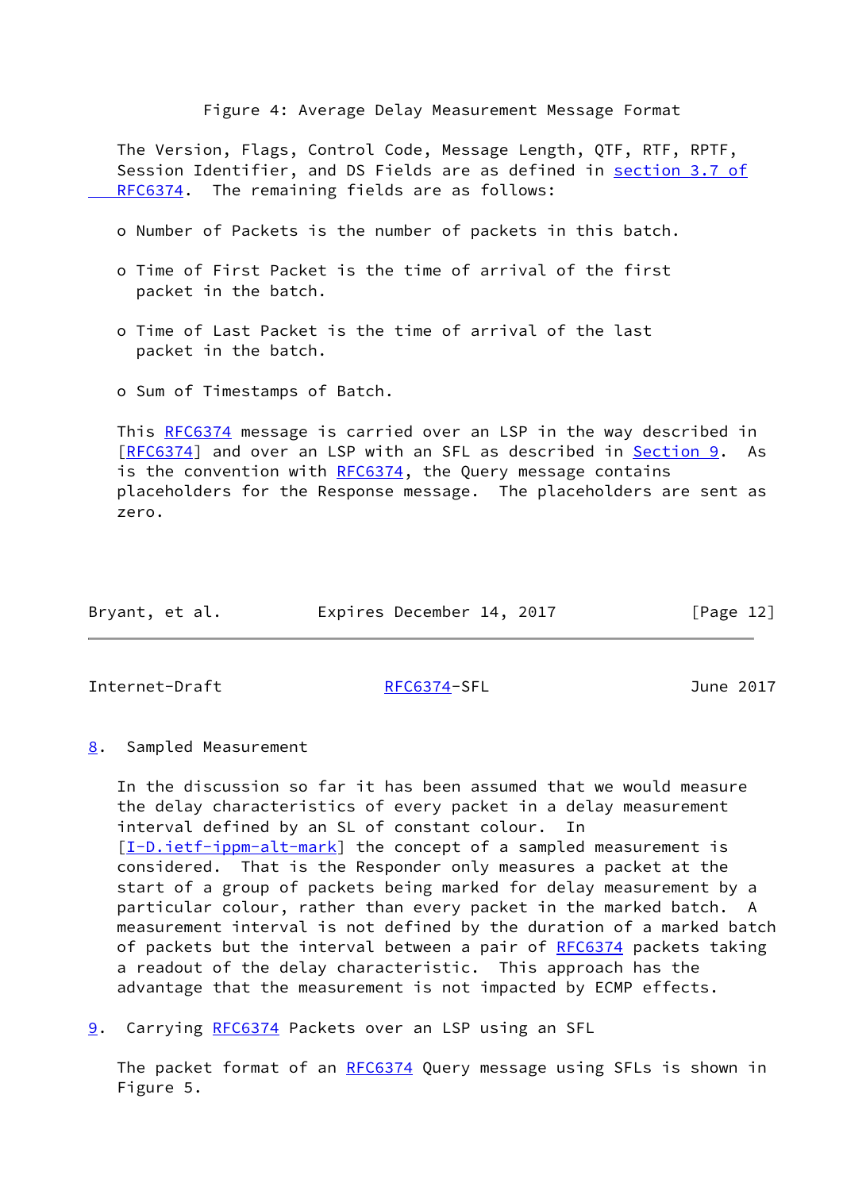Figure 4: Average Delay Measurement Message Format

The Version, Flags, Control Code, Message Length, QTF, RTF, RPTF, Session Identifier, and DS Fields are as defined in section 3.7 of RFC6374. The remaining fields are as follows:

- Number of Packets is the number of packets in this batch.
- Time of First Packet is the time of arrival of the first packet in the batch.
- Time of Last Packet is the time of arrival of the last packet in the batch.
- Sum of Timestamps of Batch.

This RFC6374 message is carried over an LSP in the way described in [RFC6374] and over an LSP with an SFL as described in Section 9. As is the convention with RFC6374, the Query message contains placeholders for the Response message. The placeholders are sent as zero.

## 8. Sampled Measurement

In the discussion so far it has been assumed that we would measure the delay characteristics of every packet in a delay measurement interval defined by an SL of constant colour. In [I-D.ietf-ippm-alt-mark] the concept of a sampled measurement is considered. That is the Responder only measures a packet at the start of a group of packets being marked for delay measurement by a particular colour, rather than every packet in the marked batch. A measurement interval is not defined by the duration of a marked batch of packets but the interval between a pair of RFC6374 packets taking a readout of the delay characteristic. This approach has the advantage that the measurement is not impacted by ECMP effects.

## 9. Carrying RFC6374 Packets over an LSP using an SFL

The packet format of an RFC6374 Query message using SFLs is shown in Figure 5.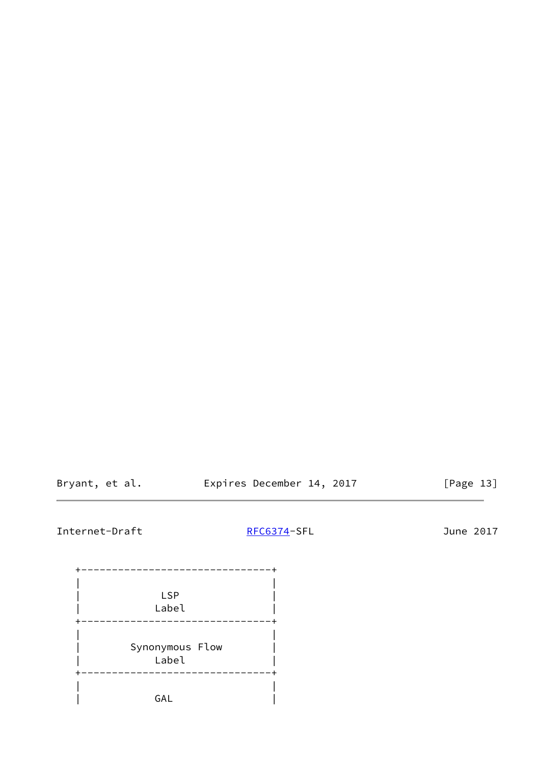```
   +-------------------------------+
   |                               |
   |             LSP               |
   |            Label              |
   +-------------------------------+
   |                               |
   |        Synonymous Flow        |
   |            Label              |
   +-------------------------------+
   |                               |
   |            GAL                |
```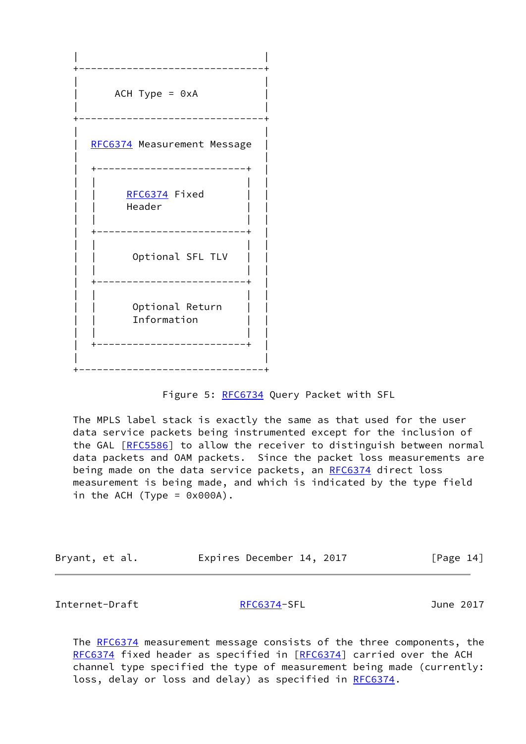```
   |                               |
   +-------------------------------+
   |                               |
   |      ACH Type = 0xA           |
   |                               |
   +-------------------------------+
   |                               |
   |  RFC6374 Measurement Message  |
   |                               |
   |  +-------------------------+  |
   |  |                         |  |
   |  |     RFC6374 Fixed       |  |
   |  |     Header              |  |
   |  |                         |  |
   |  +-------------------------+  |
   |  |                         |  |
   |  |      Optional SFL TLV   |  |
   |  |                         |  |
   |  +-------------------------+  |
   |  |                         |  |
   |  |      Optional Return    |  |
   |  |      Information        |  |
   |  |                         |  |
   |  +-------------------------+  |
   |                               |
   +-------------------------------+
```

Figure 5: RFC6734 Query Packet with SFL

The MPLS label stack is exactly the same as that used for the user data service packets being instrumented except for the inclusion of the GAL [RFC5586] to allow the receiver to distinguish between normal data packets and OAM packets. Since the packet loss measurements are being made on the data service packets, an RFC6374 direct loss measurement is being made, and which is indicated by the type field in the ACH (Type = 0x000A).

The RFC6374 measurement message consists of the three components, the RFC6374 fixed header as specified in [RFC6374] carried over the ACH channel type specified the type of measurement being made (currently: loss, delay or loss and delay) as specified in RFC6374.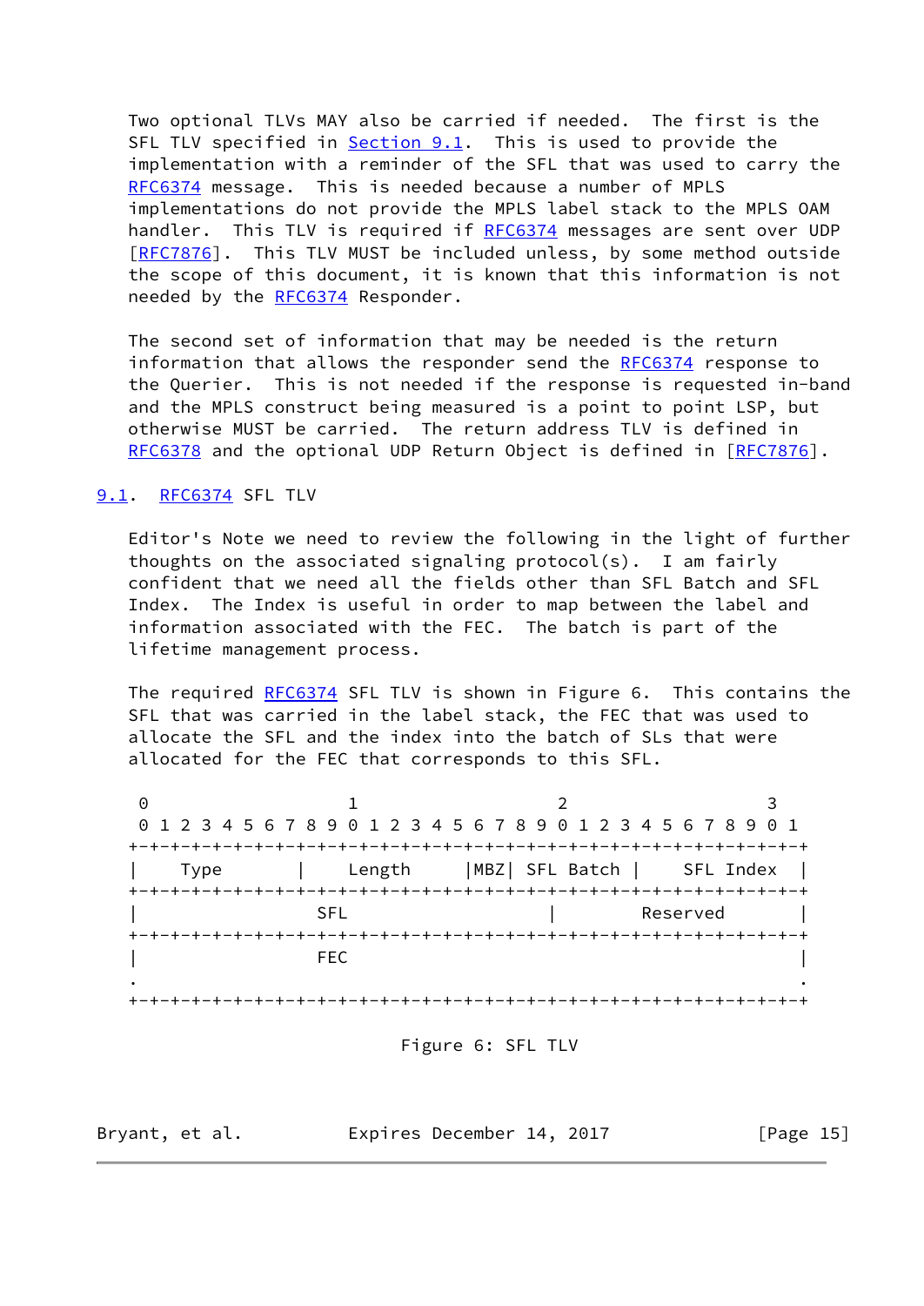Two optional TLVs MAY also be carried if needed. The first is the SFL TLV specified in Section 9.1. This is used to provide the implementation with a reminder of the SFL that was used to carry the RFC6374 message. This is needed because a number of MPLS implementations do not provide the MPLS label stack to the MPLS OAM handler. This TLV is required if RFC6374 messages are sent over UDP [RFC7876]. This TLV MUST be included unless, by some method outside the scope of this document, it is known that this information is not needed by the RFC6374 Responder.

The second set of information that may be needed is the return information that allows the responder send the RFC6374 response to the Querier. This is not needed if the response is requested in-band and the MPLS construct being measured is a point to point LSP, but otherwise MUST be carried. The return address TLV is defined in RFC6378 and the optional UDP Return Object is defined in [RFC7876].

## 9.1. RFC6374 SFL TLV

Editor's Note we need to review the following in the light of further thoughts on the associated signaling protocol(s). I am fairly confident that we need all the fields other than SFL Batch and SFL Index. The Index is useful in order to map between the label and information associated with the FEC. The batch is part of the lifetime management process.

The required RFC6374 SFL TLV is shown in Figure 6. This contains the SFL that was carried in the label stack, the FEC that was used to allocate the SFL and the index into the batch of SLs that were allocated for the FEC that corresponds to this SFL.

```
 0                   1                   2                   3
 0 1 2 3 4 5 6 7 8 9 0 1 2 3 4 5 6 7 8 9 0 1 2 3 4 5 6 7 8 9 0 1
+-+-+-+-+-+-+-+-+-+-+-+-+-+-+-+-+-+-+-+-+-+-+-+-+-+-+-+-+-+-+-+-+
|     Type      |     Length    |MBZ| SFL Batch |   SFL Index   |
+-+-+-+-+-+-+-+-+-+-+-+-+-+-+-+-+-+-+-+-+-+-+-+-+-+-+-+-+-+-+-+-+
|                  SFL                  |       Reserved        |
+-+-+-+-+-+-+-+-+-+-+-+-+-+-+-+-+-+-+-+-+-+-+-+-+-+-+-+-+-+-+-+-+
|                  FEC                                          |
.                                                               .
+-+-+-+-+-+-+-+-+-+-+-+-+-+-+-+-+-+-+-+-+-+-+-+-+-+-+-+-+-+-+-+-+
```

Figure 6: SFL TLV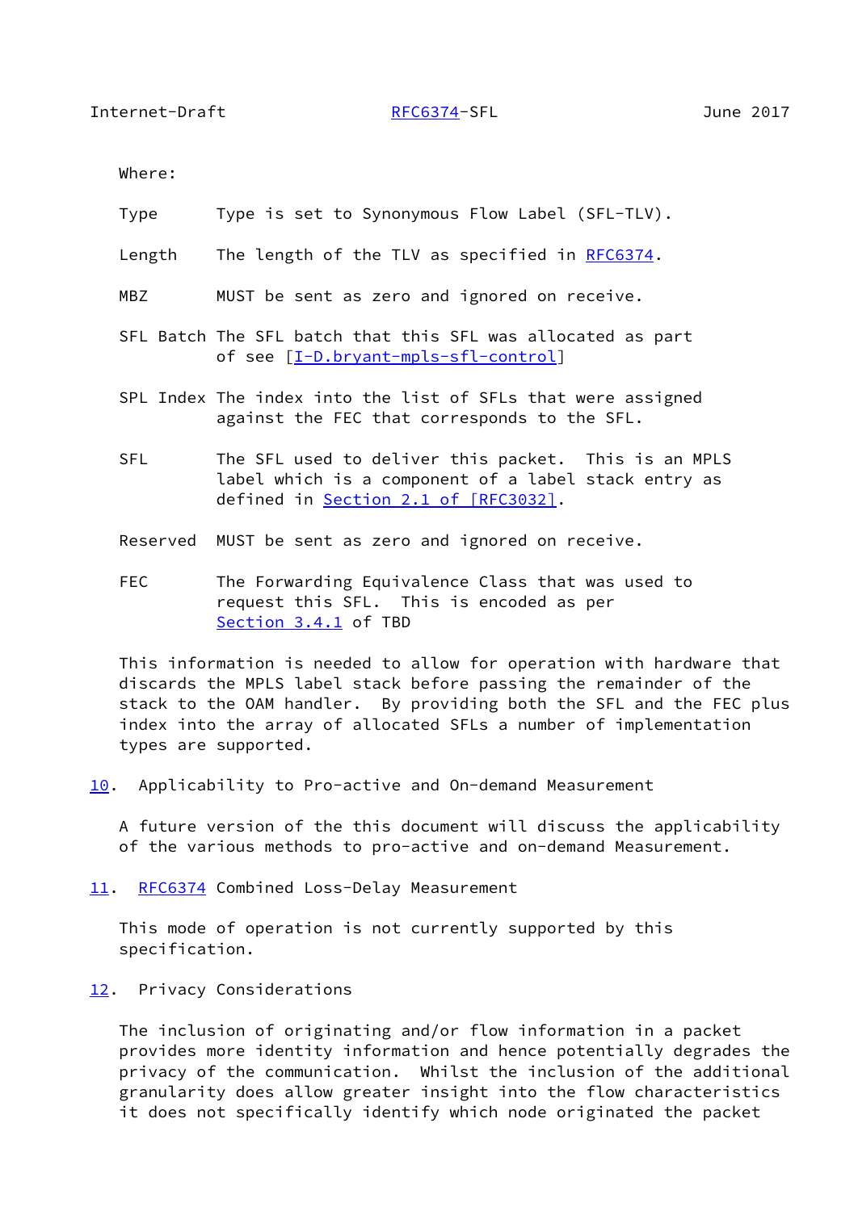Where:

Type      Type is set to Synonymous Flow Label (SFL-TLV).

Length    The length of the TLV as specified in RFC6374.

MBZ       MUST be sent as zero and ignored on receive.

SFL Batch The SFL batch that this SFL was allocated as part of see [I-D.bryant-mpls-sfl-control]

SPL Index The index into the list of SFLs that were assigned against the FEC that corresponds to the SFL.

SFL       The SFL used to deliver this packet.  This is an MPLS label which is a component of a label stack entry as defined in Section 2.1 of [RFC3032].

Reserved  MUST be sent as zero and ignored on receive.

FEC       The Forwarding Equivalence Class that was used to request this SFL.  This is encoded as per Section 3.4.1 of TBD

This information is needed to allow for operation with hardware that discards the MPLS label stack before passing the remainder of the stack to the OAM handler.  By providing both the SFL and the FEC plus index into the array of allocated SFLs a number of implementation types are supported.

## 10. Applicability to Pro-active and On-demand Measurement

A future version of the this document will discuss the applicability of the various methods to pro-active and on-demand Measurement.

## 11. RFC6374 Combined Loss-Delay Measurement

This mode of operation is not currently supported by this specification.

## 12. Privacy Considerations

The inclusion of originating and/or flow information in a packet provides more identity information and hence potentially degrades the privacy of the communication.  Whilst the inclusion of the additional granularity does allow greater insight into the flow characteristics it does not specifically identify which node originated the packet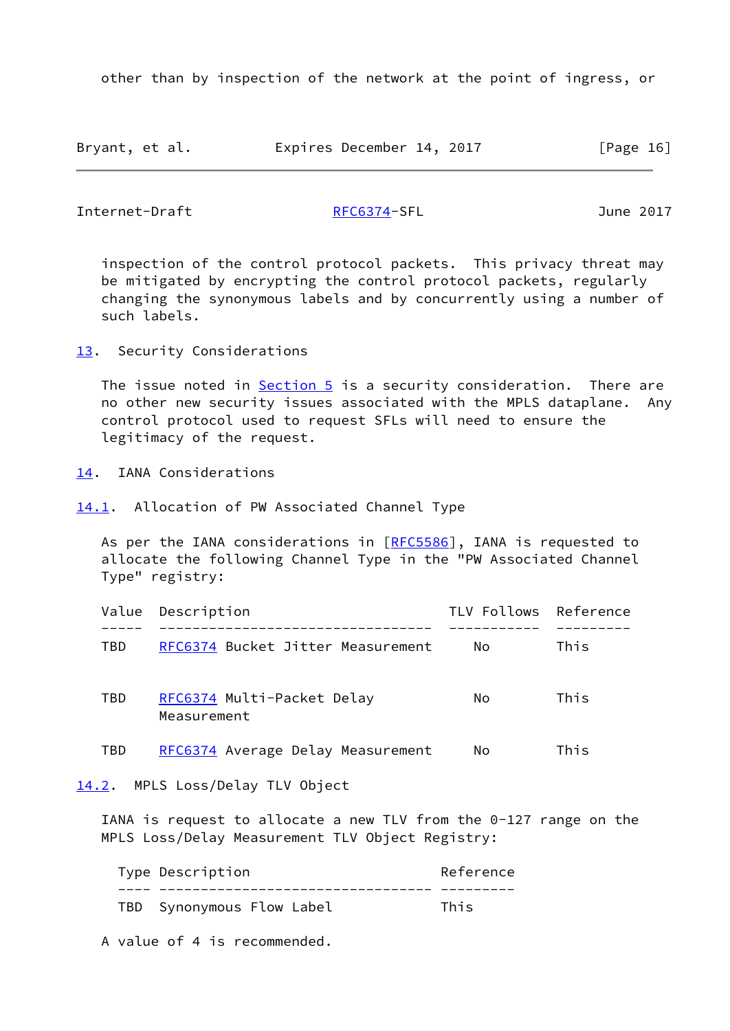other than by inspection of the network at the point of ingress, or inspection of the control protocol packets. This privacy threat may be mitigated by encrypting the control protocol packets, regularly changing the synonymous labels and by concurrently using a number of such labels.

## 13. Security Considerations

The issue noted in Section 5 is a security consideration. There are no other new security issues associated with the MPLS dataplane. Any control protocol used to request SFLs will need to ensure the legitimacy of the request.

## 14. IANA Considerations

### 14.1. Allocation of PW Associated Channel Type

As per the IANA considerations in [RFC5586], IANA is requested to allocate the following Channel Type in the "PW Associated Channel Type" registry:

| Value | Description | TLV Follows | Reference |
|---|---|---|---|
| TBD | RFC6374 Bucket Jitter Measurement | No | This |
| TBD | RFC6374 Multi-Packet Delay Measurement | No | This |
| TBD | RFC6374 Average Delay Measurement | No | This |

### 14.2. MPLS Loss/Delay TLV Object

IANA is request to allocate a new TLV from the 0-127 range on the MPLS Loss/Delay Measurement TLV Object Registry:

| Type | Description | Reference |
|---|---|---|
| TBD | Synonymous Flow Label | This |

A value of 4 is recommended.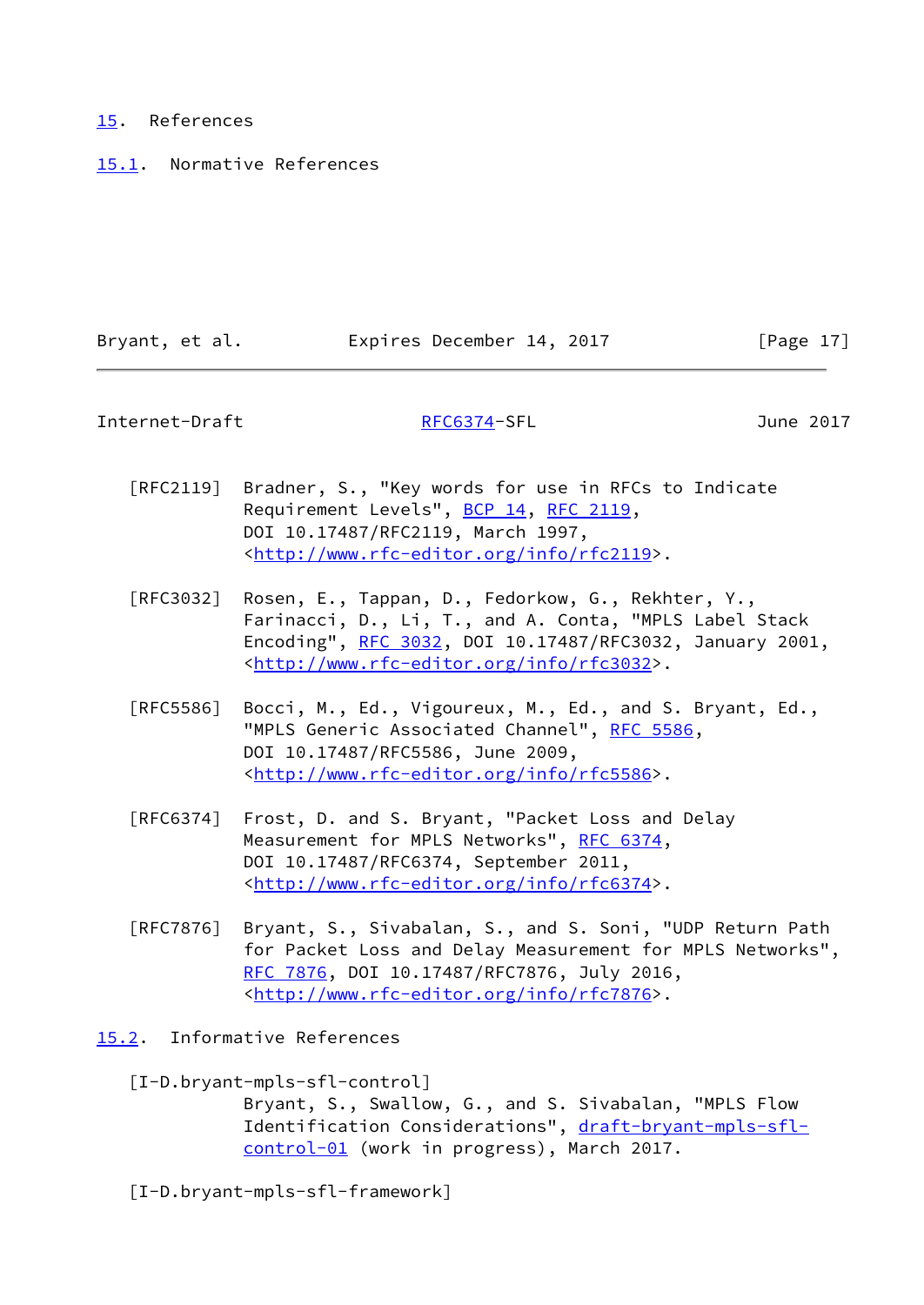## 15. References

### 15.1. Normative References

[RFC2119] Bradner, S., "Key words for use in RFCs to Indicate Requirement Levels", BCP 14, RFC 2119, DOI 10.17487/RFC2119, March 1997, <http://www.rfc-editor.org/info/rfc2119>.

[RFC3032] Rosen, E., Tappan, D., Fedorkow, G., Rekhter, Y., Farinacci, D., Li, T., and A. Conta, "MPLS Label Stack Encoding", RFC 3032, DOI 10.17487/RFC3032, January 2001, <http://www.rfc-editor.org/info/rfc3032>.

[RFC5586] Bocci, M., Ed., Vigoureux, M., Ed., and S. Bryant, Ed., "MPLS Generic Associated Channel", RFC 5586, DOI 10.17487/RFC5586, June 2009, <http://www.rfc-editor.org/info/rfc5586>.

[RFC6374] Frost, D. and S. Bryant, "Packet Loss and Delay Measurement for MPLS Networks", RFC 6374, DOI 10.17487/RFC6374, September 2011, <http://www.rfc-editor.org/info/rfc6374>.

[RFC7876] Bryant, S., Sivabalan, S., and S. Soni, "UDP Return Path for Packet Loss and Delay Measurement for MPLS Networks", RFC 7876, DOI 10.17487/RFC7876, July 2016, <http://www.rfc-editor.org/info/rfc7876>.

### 15.2. Informative References

[I-D.bryant-mpls-sfl-control] Bryant, S., Swallow, G., and S. Sivabalan, "MPLS Flow Identification Considerations", draft-bryant-mpls-sfl-control-01 (work in progress), March 2017.

[I-D.bryant-mpls-sfl-framework]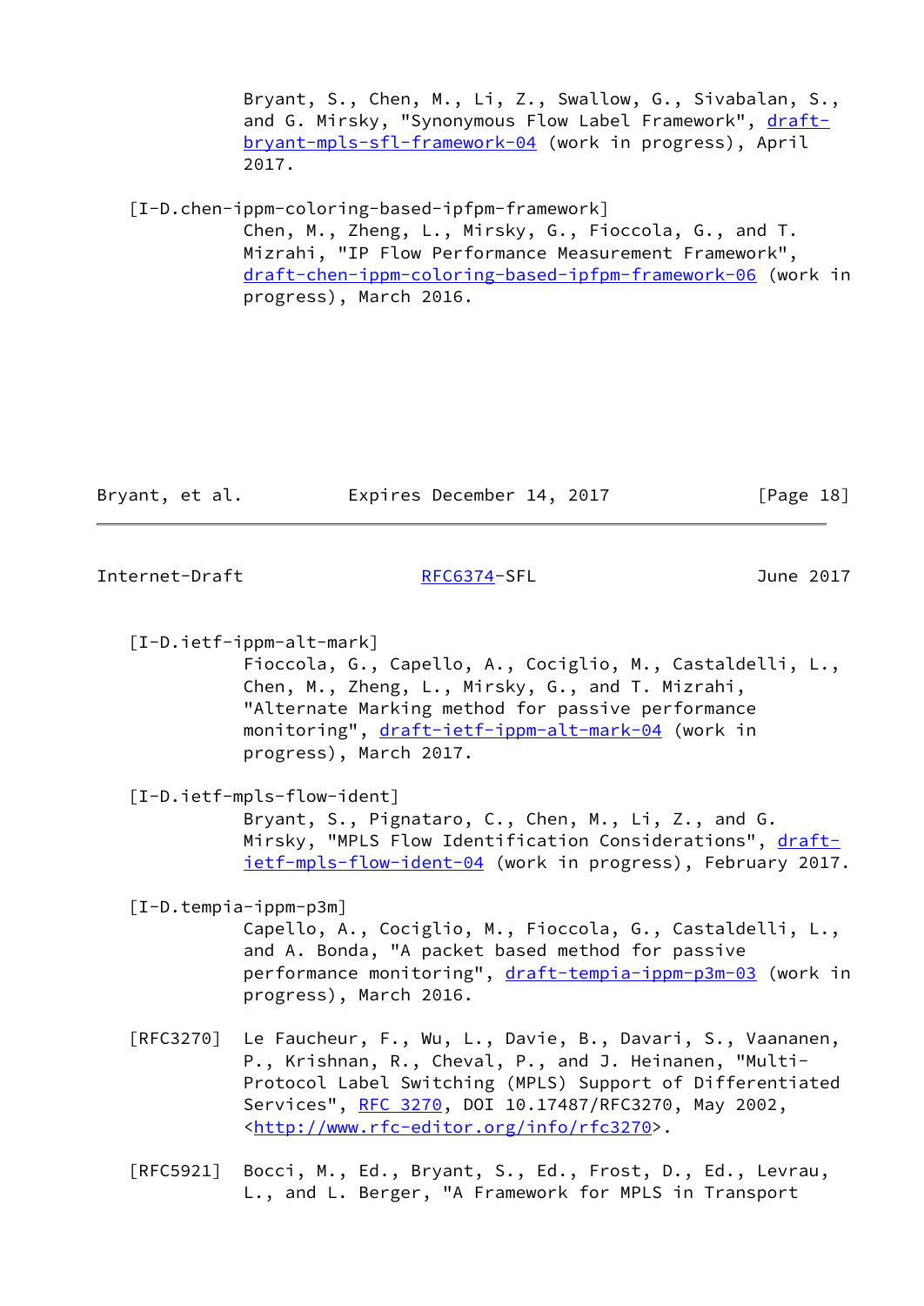Bryant, S., Chen, M., Li, Z., Swallow, G., Sivabalan, S., and G. Mirsky, "Synonymous Flow Label Framework", draft-bryant-mpls-sfl-framework-04 (work in progress), April 2017.

[I-D.chen-ippm-coloring-based-ipfpm-framework]
Chen, M., Zheng, L., Mirsky, G., Fioccola, G., and T. Mizrahi, "IP Flow Performance Measurement Framework", draft-chen-ippm-coloring-based-ipfpm-framework-06 (work in progress), March 2016.

[I-D.ietf-ippm-alt-mark]
Fioccola, G., Capello, A., Cociglio, M., Castaldelli, L., Chen, M., Zheng, L., Mirsky, G., and T. Mizrahi, "Alternate Marking method for passive performance monitoring", draft-ietf-ippm-alt-mark-04 (work in progress), March 2017.

[I-D.ietf-mpls-flow-ident]
Bryant, S., Pignataro, C., Chen, M., Li, Z., and G. Mirsky, "MPLS Flow Identification Considerations", draft-ietf-mpls-flow-ident-04 (work in progress), February 2017.

[I-D.tempia-ippm-p3m]
Capello, A., Cociglio, M., Fioccola, G., Castaldelli, L., and A. Bonda, "A packet based method for passive performance monitoring", draft-tempia-ippm-p3m-03 (work in progress), March 2016.

[RFC3270] Le Faucheur, F., Wu, L., Davie, B., Davari, S., Vaananen, P., Krishnan, R., Cheval, P., and J. Heinanen, "Multi-Protocol Label Switching (MPLS) Support of Differentiated Services", RFC 3270, DOI 10.17487/RFC3270, May 2002, <http://www.rfc-editor.org/info/rfc3270>.

[RFC5921] Bocci, M., Ed., Bryant, S., Ed., Frost, D., Ed., Levrau, L., and L. Berger, "A Framework for MPLS in Transport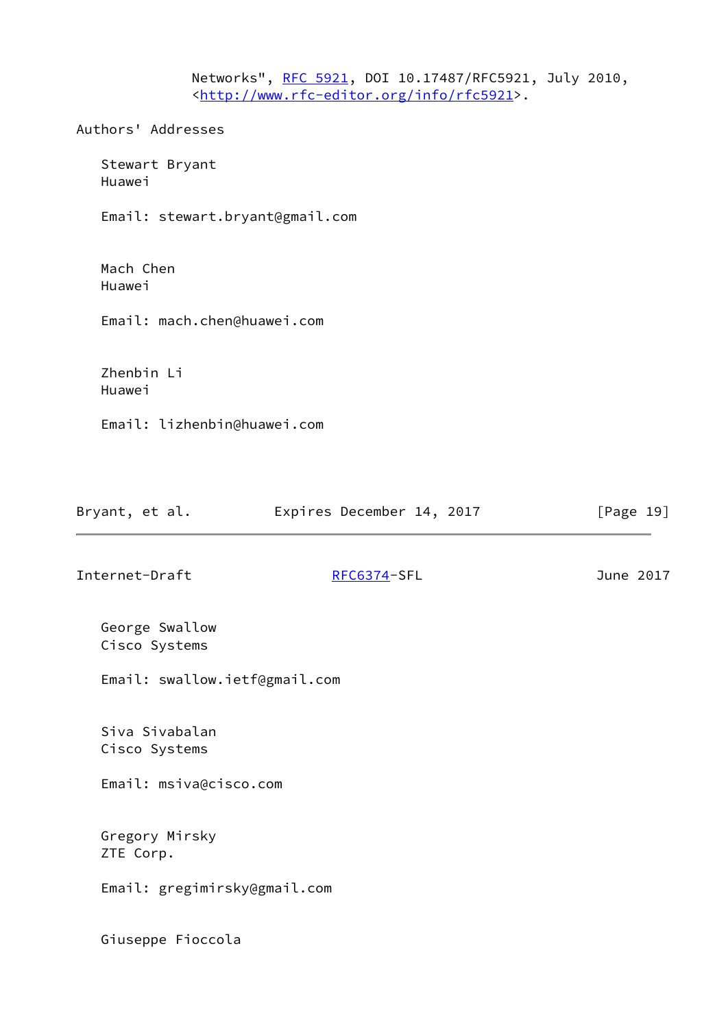Networks", RFC 5921, DOI 10.17487/RFC5921, July 2010, <http://www.rfc-editor.org/info/rfc5921>.

## Authors' Addresses

Stewart Bryant
Huawei

Email: stewart.bryant@gmail.com

Mach Chen
Huawei

Email: mach.chen@huawei.com

Zhenbin Li
Huawei

Email: lizhenbin@huawei.com

George Swallow
Cisco Systems

Email: swallow.ietf@gmail.com

Siva Sivabalan
Cisco Systems

Email: msiva@cisco.com

Gregory Mirsky
ZTE Corp.

Email: gregimirsky@gmail.com

Giuseppe Fioccola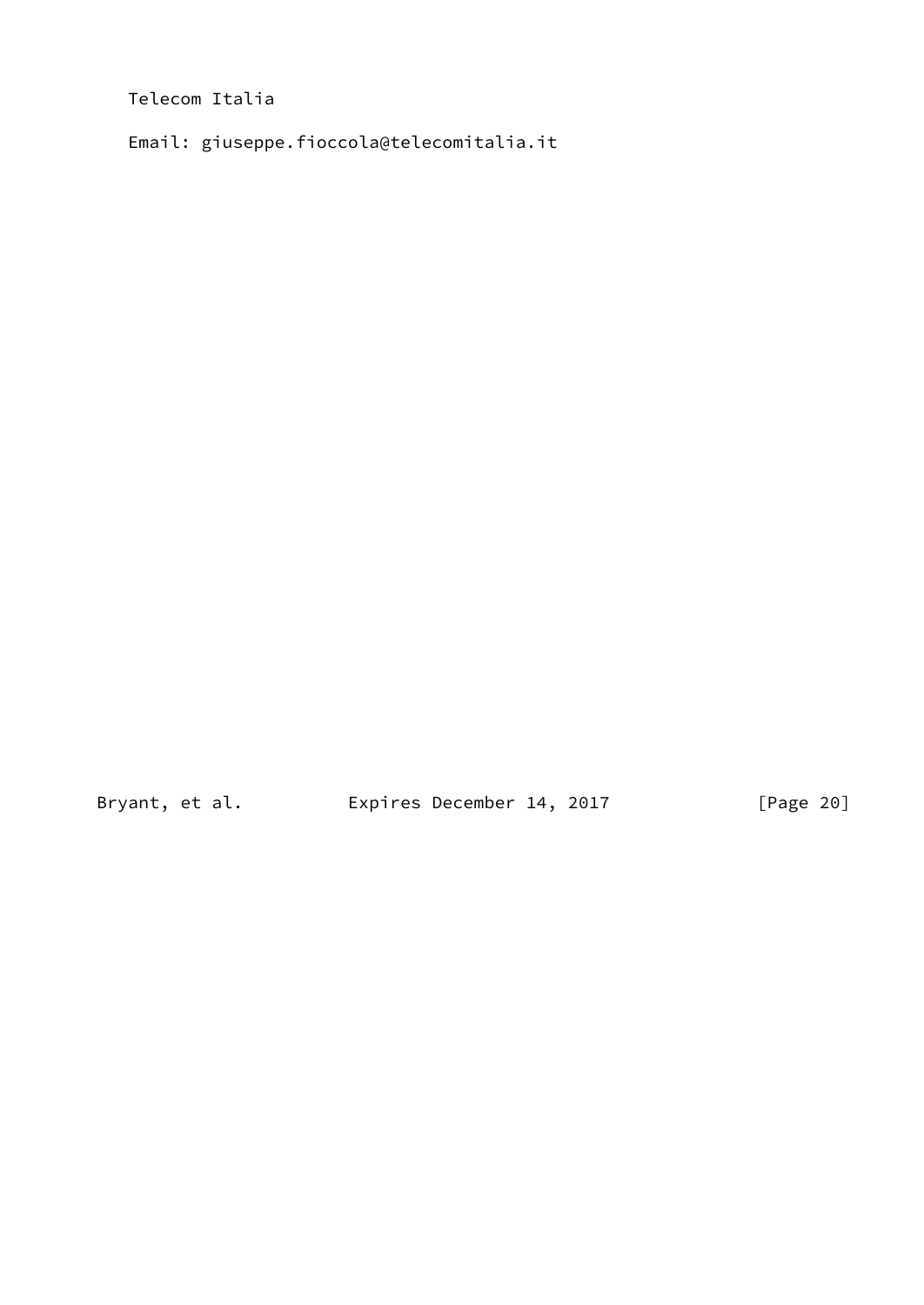Telecom Italia

Email: giuseppe.fioccola@telecomitalia.it